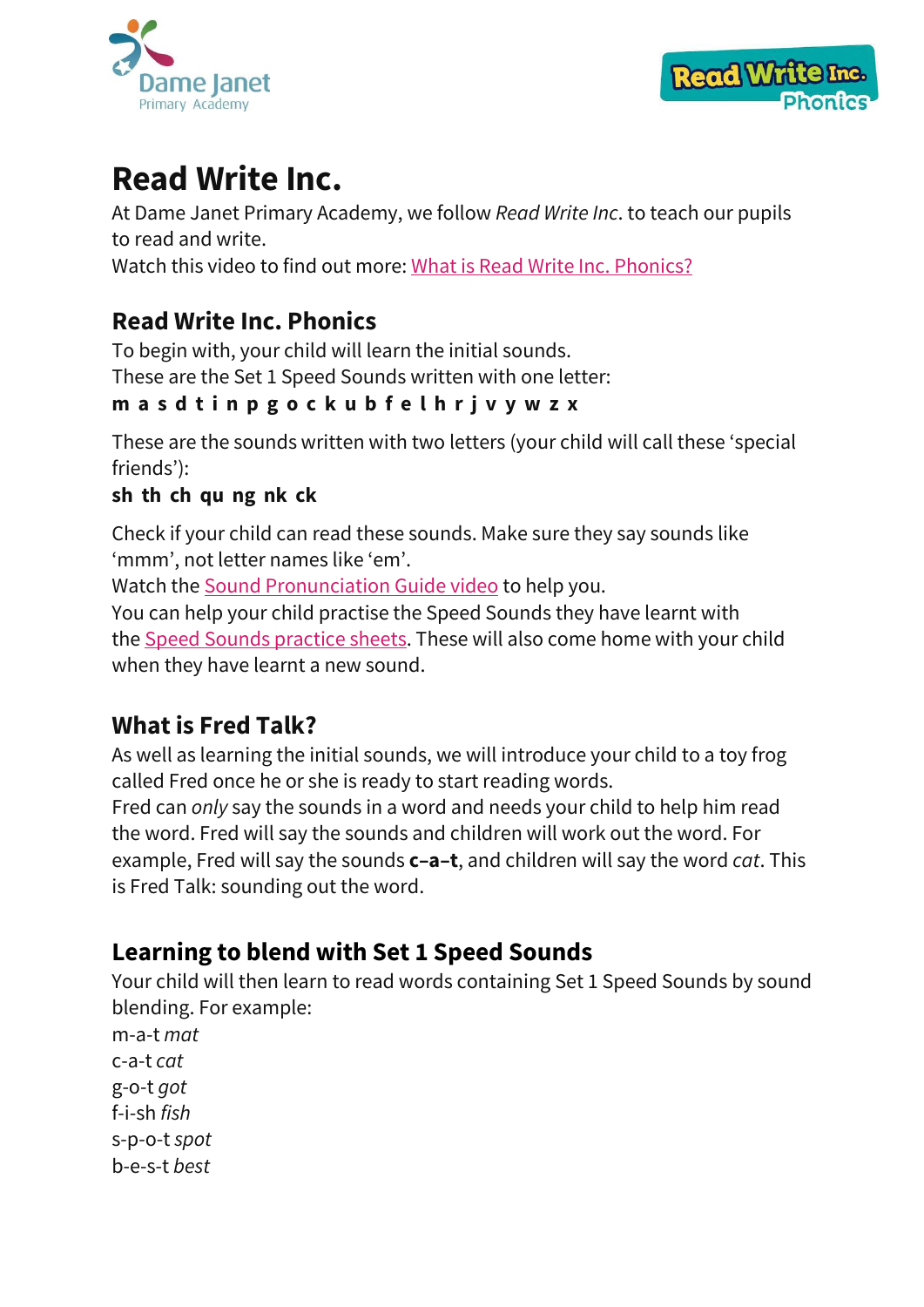# Read Write Inc.

At Dame Janet Primary Academy, we follow *Read Write Inc*. to teach our pupils to read and write.
Watch this video to find out more: What is Read Write Inc. Phonics?

## Read Write Inc. Phonics

To begin with, your child will learn the initial sounds.
These are the Set 1 Speed Sounds written with one letter:
**m a s d t i n p g o c k u b f e l h r j v y w z x**

These are the sounds written with two letters (your child will call these 'special friends'):
**sh th ch qu ng nk ck**

Check if your child can read these sounds. Make sure they say sounds like 'mmm', not letter names like 'em'.
Watch the Sound Pronunciation Guide video to help you.
You can help your child practise the Speed Sounds they have learnt with the Speed Sounds practice sheets. These will also come home with your child when they have learnt a new sound.

## What is Fred Talk?

As well as learning the initial sounds, we will introduce your child to a toy frog called Fred once he or she is ready to start reading words.
Fred can *only* say the sounds in a word and needs your child to help him read the word. Fred will say the sounds and children will work out the word. For example, Fred will say the sounds **c–a–t**, and children will say the word *cat*. This is Fred Talk: sounding out the word.

## Learning to blend with Set 1 Speed Sounds

Your child will then learn to read words containing Set 1 Speed Sounds by sound blending. For example:
m-a-t *mat*
c-a-t *cat*
g-o-t *got*
f-i-sh *fish*
s-p-o-t *spot*
b-e-s-t *best*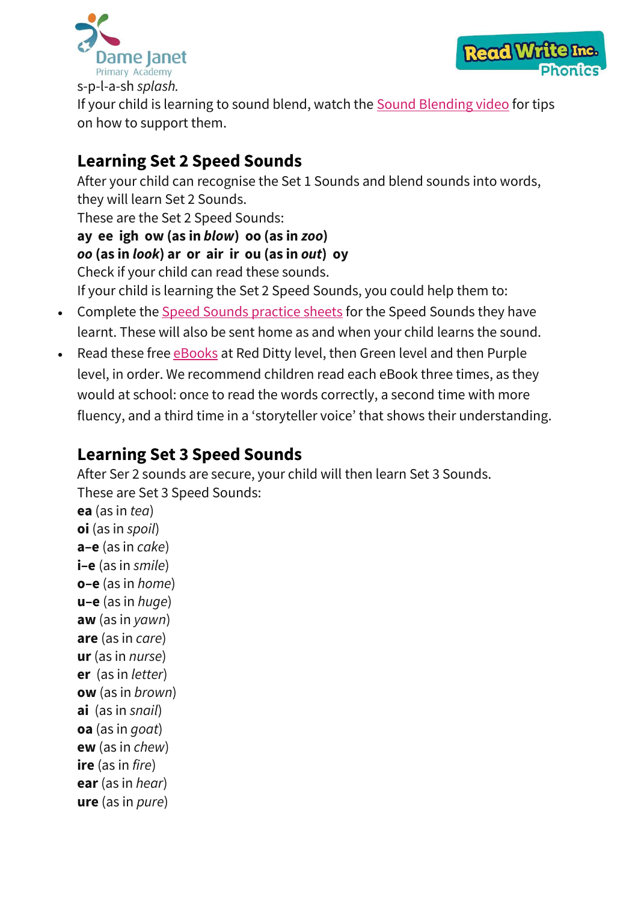s-p-l-a-sh *splash.*

If your child is learning to sound blend, watch the Sound Blending video for tips on how to support them.

## Learning Set 2 Speed Sounds

After your child can recognise the Set 1 Sounds and blend sounds into words, they will learn Set 2 Sounds.

These are the Set 2 Speed Sounds:

**ay ee igh ow (as in *blow*) oo (as in *zoo*)**
***oo* (as in *look*) ar or air ir ou (as in *out*) oy**

Check if your child can read these sounds.

If your child is learning the Set 2 Speed Sounds, you could help them to:

- Complete the Speed Sounds practice sheets for the Speed Sounds they have learnt. These will also be sent home as and when your child learns the sound.
- Read these free eBooks at Red Ditty level, then Green level and then Purple level, in order. We recommend children read each eBook three times, as they would at school: once to read the words correctly, a second time with more fluency, and a third time in a 'storyteller voice' that shows their understanding.

## Learning Set 3 Speed Sounds

After Ser 2 sounds are secure, your child will then learn Set 3 Sounds.

These are Set 3 Speed Sounds:

**ea** (as in *tea*)
**oi** (as in *spoil*)
**a–e** (as in *cake*)
**i–e** (as in *smile*)
**o–e** (as in *home*)
**u–e** (as in *huge*)
**aw** (as in *yawn*)
**are** (as in *care*)
**ur** (as in *nurse*)
**er** (as in *letter*)
**ow** (as in *brown*)
**ai** (as in *snail*)
**oa** (as in *goat*)
**ew** (as in *chew*)
**ire** (as in *fire*)
**ear** (as in *hear*)
**ure** (as in *pure*)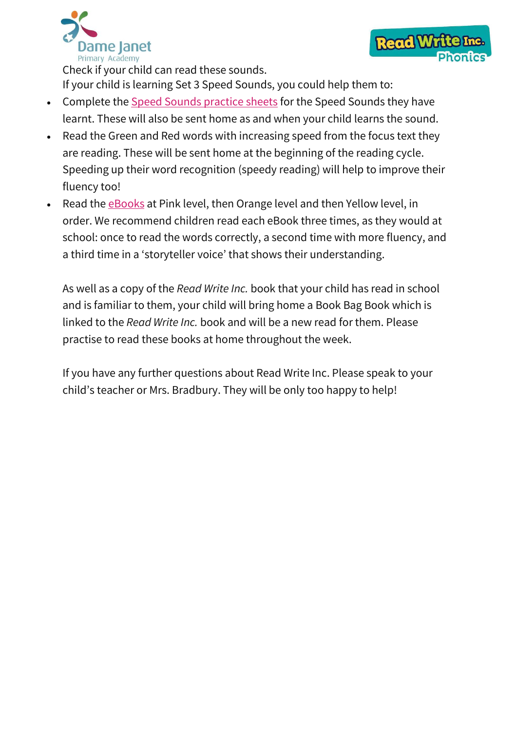Check if your child can read these sounds.

If your child is learning Set 3 Speed Sounds, you could help them to:

- Complete the Speed Sounds practice sheets for the Speed Sounds they have learnt. These will also be sent home as and when your child learns the sound.
- Read the Green and Red words with increasing speed from the focus text they are reading. These will be sent home at the beginning of the reading cycle. Speeding up their word recognition (speedy reading) will help to improve their fluency too!
- Read the eBooks at Pink level, then Orange level and then Yellow level, in order. We recommend children read each eBook three times, as they would at school: once to read the words correctly, a second time with more fluency, and a third time in a 'storyteller voice' that shows their understanding.

As well as a copy of the *Read Write Inc.* book that your child has read in school and is familiar to them, your child will bring home a Book Bag Book which is linked to the *Read Write Inc.* book and will be a new read for them. Please practise to read these books at home throughout the week.

If you have any further questions about Read Write Inc. Please speak to your child's teacher or Mrs. Bradbury. They will be only too happy to help!